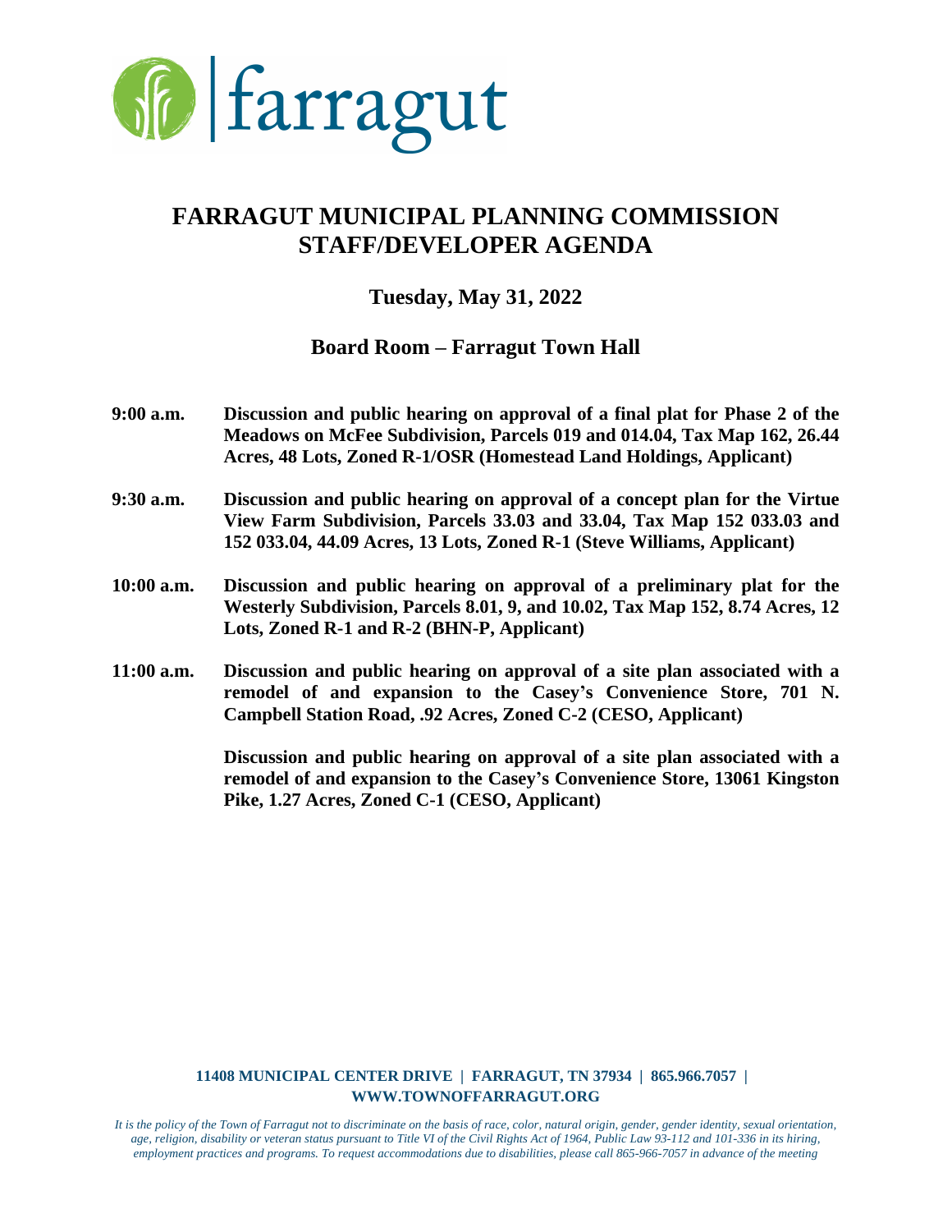farragut

# FARRAGUT MUNICIPAL PLANNING COMMISSION STAFF/DEVELOPER AGENDA

## Tuesday, May 31, 2022

## Board Room – Farragut Town Hall

**9:00 a.m.** **Discussion and public hearing on approval of a final plat for Phase 2 of the Meadows on McFee Subdivision, Parcels 019 and 014.04, Tax Map 162, 26.44 Acres, 48 Lots, Zoned R-1/OSR (Homestead Land Holdings, Applicant)**

**9:30 a.m.** **Discussion and public hearing on approval of a concept plan for the Virtue View Farm Subdivision, Parcels 33.03 and 33.04, Tax Map 152 033.03 and 152 033.04, 44.09 Acres, 13 Lots, Zoned R-1 (Steve Williams, Applicant)**

**10:00 a.m.** **Discussion and public hearing on approval of a preliminary plat for the Westerly Subdivision, Parcels 8.01, 9, and 10.02, Tax Map 152, 8.74 Acres, 12 Lots, Zoned R-1 and R-2 (BHN-P, Applicant)**

**11:00 a.m.** **Discussion and public hearing on approval of a site plan associated with a remodel of and expansion to the Casey's Convenience Store, 701 N. Campbell Station Road, .92 Acres, Zoned C-2 (CESO, Applicant)**

**Discussion and public hearing on approval of a site plan associated with a remodel of and expansion to the Casey's Convenience Store, 13061 Kingston Pike, 1.27 Acres, Zoned C-1 (CESO, Applicant)**

**11408 MUNICIPAL CENTER DRIVE | FARRAGUT, TN 37934 | 865.966.7057 | WWW.TOWNOFFARRAGUT.ORG**

*It is the policy of the Town of Farragut not to discriminate on the basis of race, color, natural origin, gender, gender identity, sexual orientation, age, religion, disability or veteran status pursuant to Title VI of the Civil Rights Act of 1964, Public Law 93-112 and 101-336 in its hiring, employment practices and programs. To request accommodations due to disabilities, please call 865-966-7057 in advance of the meeting*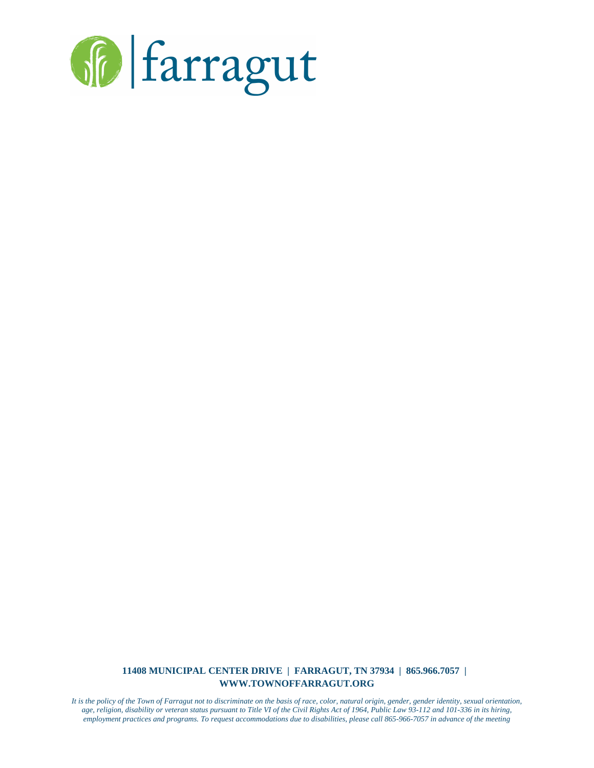farragut

**11408 MUNICIPAL CENTER DRIVE | FARRAGUT, TN 37934 | 865.966.7057 | WWW.TOWNOFFARRAGUT.ORG**

*It is the policy of the Town of Farragut not to discriminate on the basis of race, color, natural origin, gender, gender identity, sexual orientation, age, religion, disability or veteran status pursuant to Title VI of the Civil Rights Act of 1964, Public Law 93-112 and 101-336 in its hiring, employment practices and programs. To request accommodations due to disabilities, please call 865-966-7057 in advance of the meeting*